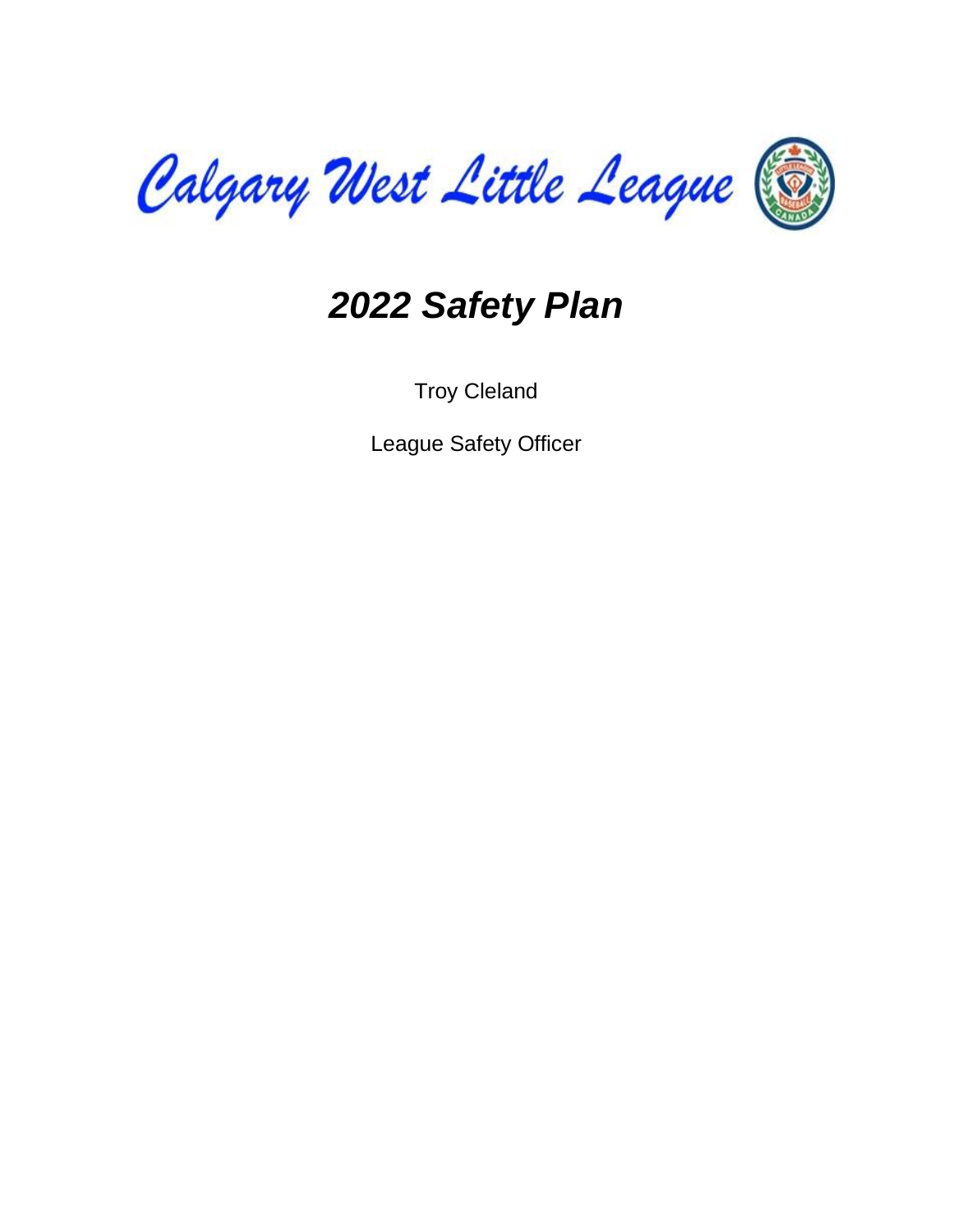Calgary West Little League

# *2022 Safety Plan*

Troy Cleland

League Safety Officer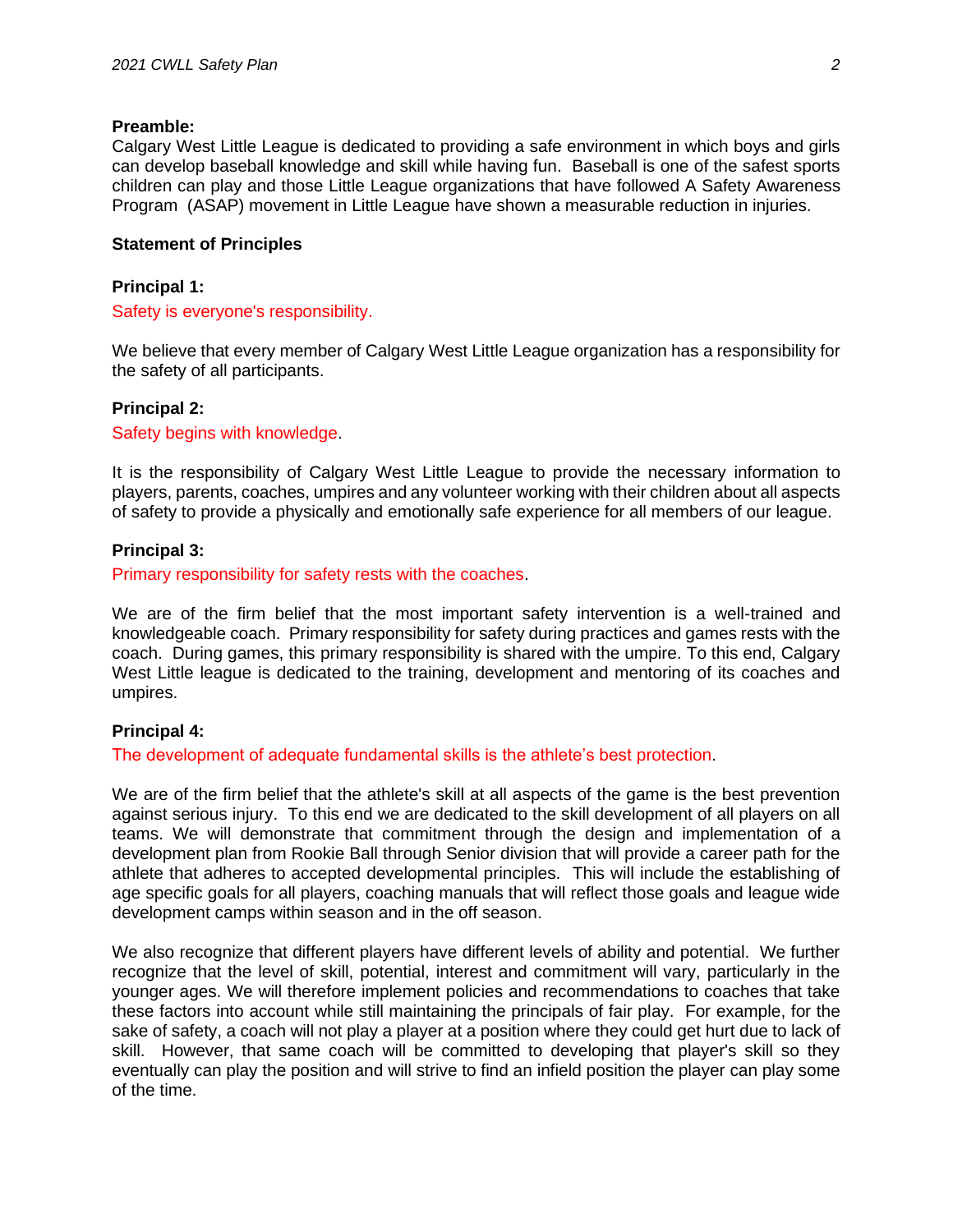**Preamble:**
Calgary West Little League is dedicated to providing a safe environment in which boys and girls can develop baseball knowledge and skill while having fun. Baseball is one of the safest sports children can play and those Little League organizations that have followed A Safety Awareness Program (ASAP) movement in Little League have shown a measurable reduction in injuries.

**Statement of Principles**

**Principal 1:**

Safety is everyone's responsibility.

We believe that every member of Calgary West Little League organization has a responsibility for the safety of all participants.

**Principal 2:**

Safety begins with knowledge.

It is the responsibility of Calgary West Little League to provide the necessary information to players, parents, coaches, umpires and any volunteer working with their children about all aspects of safety to provide a physically and emotionally safe experience for all members of our league.

**Principal 3:**

Primary responsibility for safety rests with the coaches.

We are of the firm belief that the most important safety intervention is a well-trained and knowledgeable coach. Primary responsibility for safety during practices and games rests with the coach. During games, this primary responsibility is shared with the umpire. To this end, Calgary West Little league is dedicated to the training, development and mentoring of its coaches and umpires.

**Principal 4:**

The development of adequate fundamental skills is the athlete's best protection.

We are of the firm belief that the athlete's skill at all aspects of the game is the best prevention against serious injury. To this end we are dedicated to the skill development of all players on all teams. We will demonstrate that commitment through the design and implementation of a development plan from Rookie Ball through Senior division that will provide a career path for the athlete that adheres to accepted developmental principles. This will include the establishing of age specific goals for all players, coaching manuals that will reflect those goals and league wide development camps within season and in the off season.

We also recognize that different players have different levels of ability and potential. We further recognize that the level of skill, potential, interest and commitment will vary, particularly in the younger ages. We will therefore implement policies and recommendations to coaches that take these factors into account while still maintaining the principals of fair play. For example, for the sake of safety, a coach will not play a player at a position where they could get hurt due to lack of skill. However, that same coach will be committed to developing that player's skill so they eventually can play the position and will strive to find an infield position the player can play some of the time.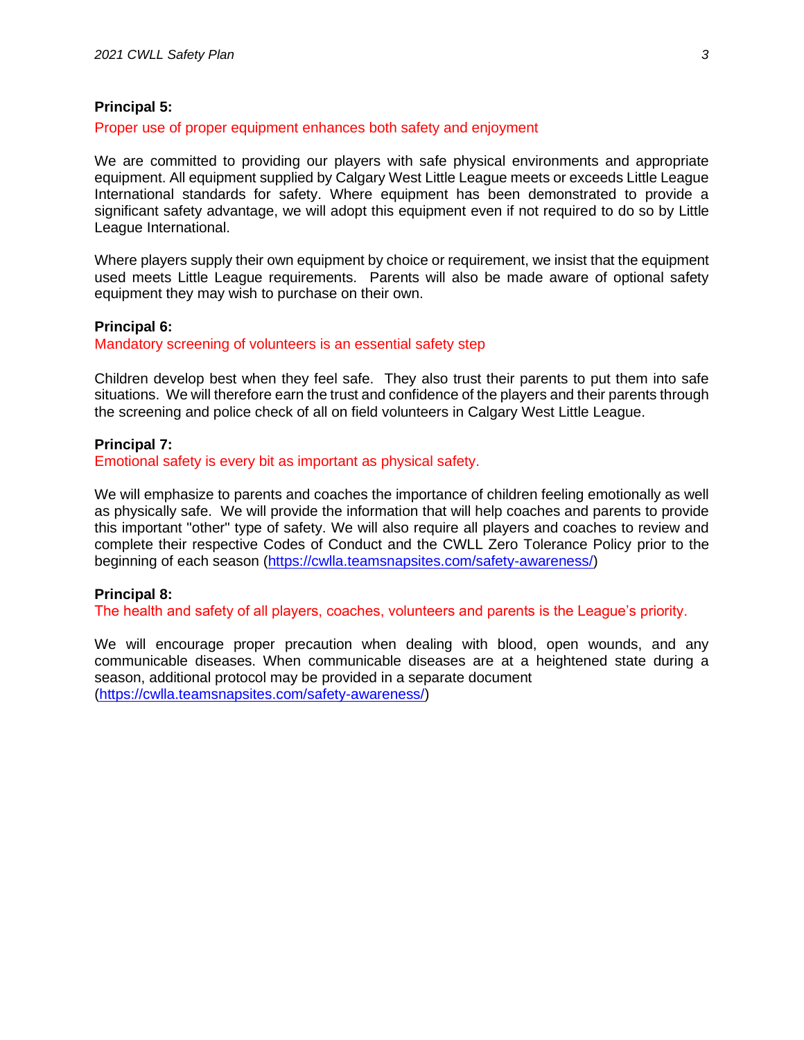**Principal 5:**

Proper use of proper equipment enhances both safety and enjoyment

We are committed to providing our players with safe physical environments and appropriate equipment. All equipment supplied by Calgary West Little League meets or exceeds Little League International standards for safety. Where equipment has been demonstrated to provide a significant safety advantage, we will adopt this equipment even if not required to do so by Little League International.

Where players supply their own equipment by choice or requirement, we insist that the equipment used meets Little League requirements. Parents will also be made aware of optional safety equipment they may wish to purchase on their own.

**Principal 6:**

Mandatory screening of volunteers is an essential safety step

Children develop best when they feel safe. They also trust their parents to put them into safe situations. We will therefore earn the trust and confidence of the players and their parents through the screening and police check of all on field volunteers in Calgary West Little League.

**Principal 7:**

Emotional safety is every bit as important as physical safety.

We will emphasize to parents and coaches the importance of children feeling emotionally as well as physically safe. We will provide the information that will help coaches and parents to provide this important "other" type of safety. We will also require all players and coaches to review and complete their respective Codes of Conduct and the CWLL Zero Tolerance Policy prior to the beginning of each season (https://cwlla.teamsnapsites.com/safety-awareness/)

**Principal 8:**

The health and safety of all players, coaches, volunteers and parents is the League's priority.

We will encourage proper precaution when dealing with blood, open wounds, and any communicable diseases. When communicable diseases are at a heightened state during a season, additional protocol may be provided in a separate document (https://cwlla.teamsnapsites.com/safety-awareness/)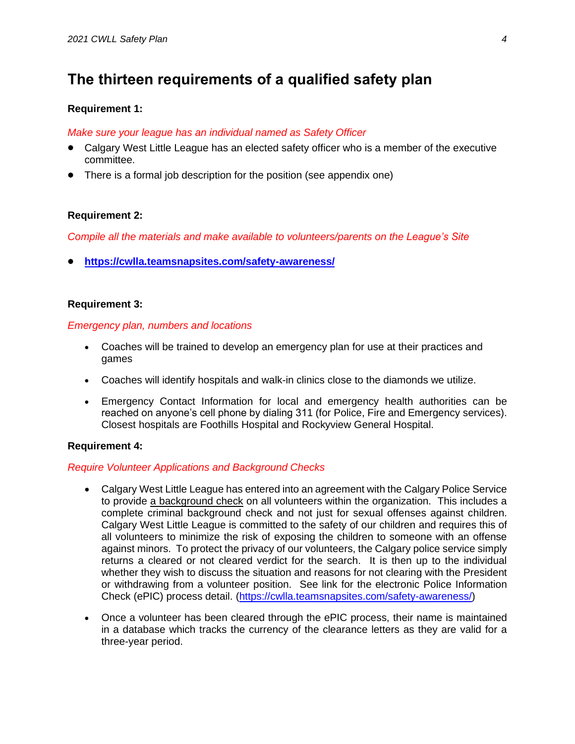## The thirteen requirements of a qualified safety plan

**Requirement 1:**

*Make sure your league has an individual named as Safety Officer*

- Calgary West Little League has an elected safety officer who is a member of the executive committee.
- There is a formal job description for the position (see appendix one)

**Requirement 2:**

*Compile all the materials and make available to volunteers/parents on the League's Site*

- **https://cwlla.teamsnapsites.com/safety-awareness/**

**Requirement 3:**

*Emergency plan, numbers and locations*

- Coaches will be trained to develop an emergency plan for use at their practices and games
- Coaches will identify hospitals and walk-in clinics close to the diamonds we utilize.
- Emergency Contact Information for local and emergency health authorities can be reached on anyone's cell phone by dialing 311 (for Police, Fire and Emergency services). Closest hospitals are Foothills Hospital and Rockyview General Hospital.

**Requirement 4:**

*Require Volunteer Applications and Background Checks*

- Calgary West Little League has entered into an agreement with the Calgary Police Service to provide a background check on all volunteers within the organization. This includes a complete criminal background check and not just for sexual offenses against children. Calgary West Little League is committed to the safety of our children and requires this of all volunteers to minimize the risk of exposing the children to someone with an offense against minors. To protect the privacy of our volunteers, the Calgary police service simply returns a cleared or not cleared verdict for the search. It is then up to the individual whether they wish to discuss the situation and reasons for not clearing with the President or withdrawing from a volunteer position. See link for the electronic Police Information Check (ePIC) process detail. (https://cwlla.teamsnapsites.com/safety-awareness/)
- Once a volunteer has been cleared through the ePIC process, their name is maintained in a database which tracks the currency of the clearance letters as they are valid for a three-year period.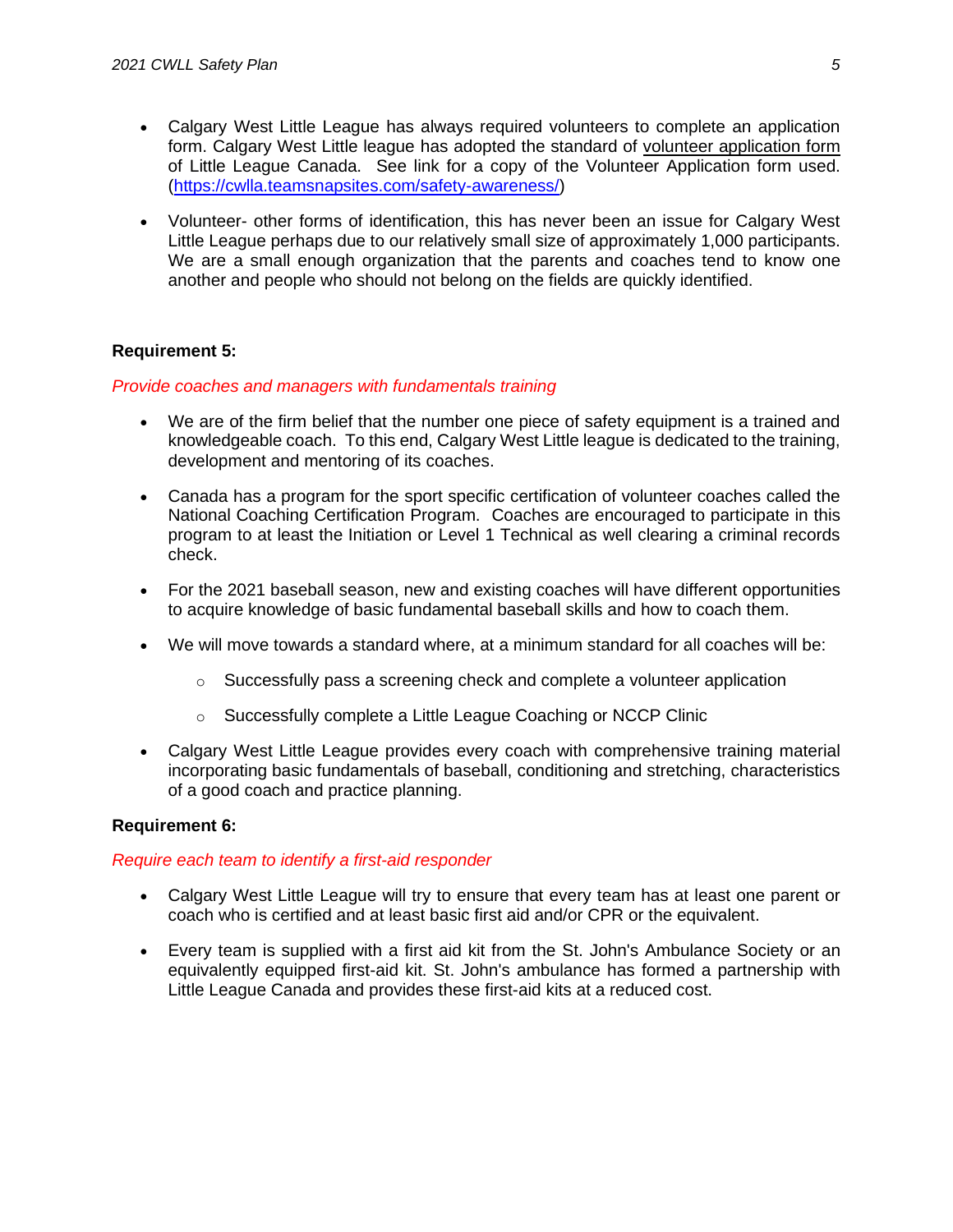- Calgary West Little League has always required volunteers to complete an application form. Calgary West Little league has adopted the standard of volunteer application form of Little League Canada. See link for a copy of the Volunteer Application form used. (https://cwlla.teamsnapsites.com/safety-awareness/)

- Volunteer- other forms of identification, this has never been an issue for Calgary West Little League perhaps due to our relatively small size of approximately 1,000 participants. We are a small enough organization that the parents and coaches tend to know one another and people who should not belong on the fields are quickly identified.

**Requirement 5:**

*Provide coaches and managers with fundamentals training*

- We are of the firm belief that the number one piece of safety equipment is a trained and knowledgeable coach. To this end, Calgary West Little league is dedicated to the training, development and mentoring of its coaches.

- Canada has a program for the sport specific certification of volunteer coaches called the National Coaching Certification Program. Coaches are encouraged to participate in this program to at least the Initiation or Level 1 Technical as well clearing a criminal records check.

- For the 2021 baseball season, new and existing coaches will have different opportunities to acquire knowledge of basic fundamental baseball skills and how to coach them.

- We will move towards a standard where, at a minimum standard for all coaches will be:
  - Successfully pass a screening check and complete a volunteer application
  - Successfully complete a Little League Coaching or NCCP Clinic

- Calgary West Little League provides every coach with comprehensive training material incorporating basic fundamentals of baseball, conditioning and stretching, characteristics of a good coach and practice planning.

**Requirement 6:**

*Require each team to identify a first-aid responder*

- Calgary West Little League will try to ensure that every team has at least one parent or coach who is certified and at least basic first aid and/or CPR or the equivalent.

- Every team is supplied with a first aid kit from the St. John's Ambulance Society or an equivalently equipped first-aid kit. St. John's ambulance has formed a partnership with Little League Canada and provides these first-aid kits at a reduced cost.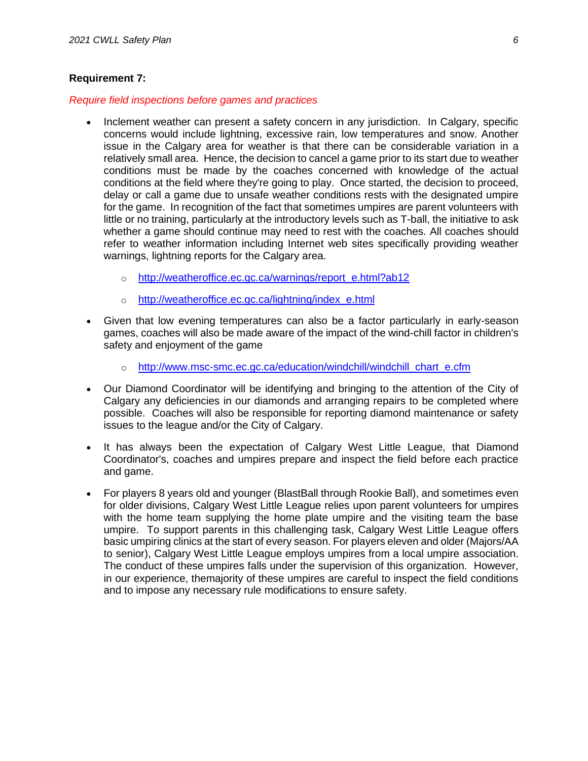**Requirement 7:**

*Require field inspections before games and practices*

- Inclement weather can present a safety concern in any jurisdiction. In Calgary, specific concerns would include lightning, excessive rain, low temperatures and snow. Another issue in the Calgary area for weather is that there can be considerable variation in a relatively small area. Hence, the decision to cancel a game prior to its start due to weather conditions must be made by the coaches concerned with knowledge of the actual conditions at the field where they're going to play. Once started, the decision to proceed, delay or call a game due to unsafe weather conditions rests with the designated umpire for the game. In recognition of the fact that sometimes umpires are parent volunteers with little or no training, particularly at the introductory levels such as T-ball, the initiative to ask whether a game should continue may need to rest with the coaches. All coaches should refer to weather information including Internet web sites specifically providing weather warnings, lightning reports for the Calgary area.
    - http://weatheroffice.ec.gc.ca/warnings/report_e.html?ab12
    - http://weatheroffice.ec.gc.ca/lightning/index_e.html
- Given that low evening temperatures can also be a factor particularly in early-season games, coaches will also be made aware of the impact of the wind-chill factor in children's safety and enjoyment of the game
    - http://www.msc-smc.ec.gc.ca/education/windchill/windchill_chart_e.cfm
- Our Diamond Coordinator will be identifying and bringing to the attention of the City of Calgary any deficiencies in our diamonds and arranging repairs to be completed where possible. Coaches will also be responsible for reporting diamond maintenance or safety issues to the league and/or the City of Calgary.
- It has always been the expectation of Calgary West Little League, that Diamond Coordinator's, coaches and umpires prepare and inspect the field before each practice and game.
- For players 8 years old and younger (BlastBall through Rookie Ball), and sometimes even for older divisions, Calgary West Little League relies upon parent volunteers for umpires with the home team supplying the home plate umpire and the visiting team the base umpire. To support parents in this challenging task, Calgary West Little League offers basic umpiring clinics at the start of every season. For players eleven and older (Majors/AA to senior), Calgary West Little League employs umpires from a local umpire association. The conduct of these umpires falls under the supervision of this organization. However, in our experience, themajority of these umpires are careful to inspect the field conditions and to impose any necessary rule modifications to ensure safety.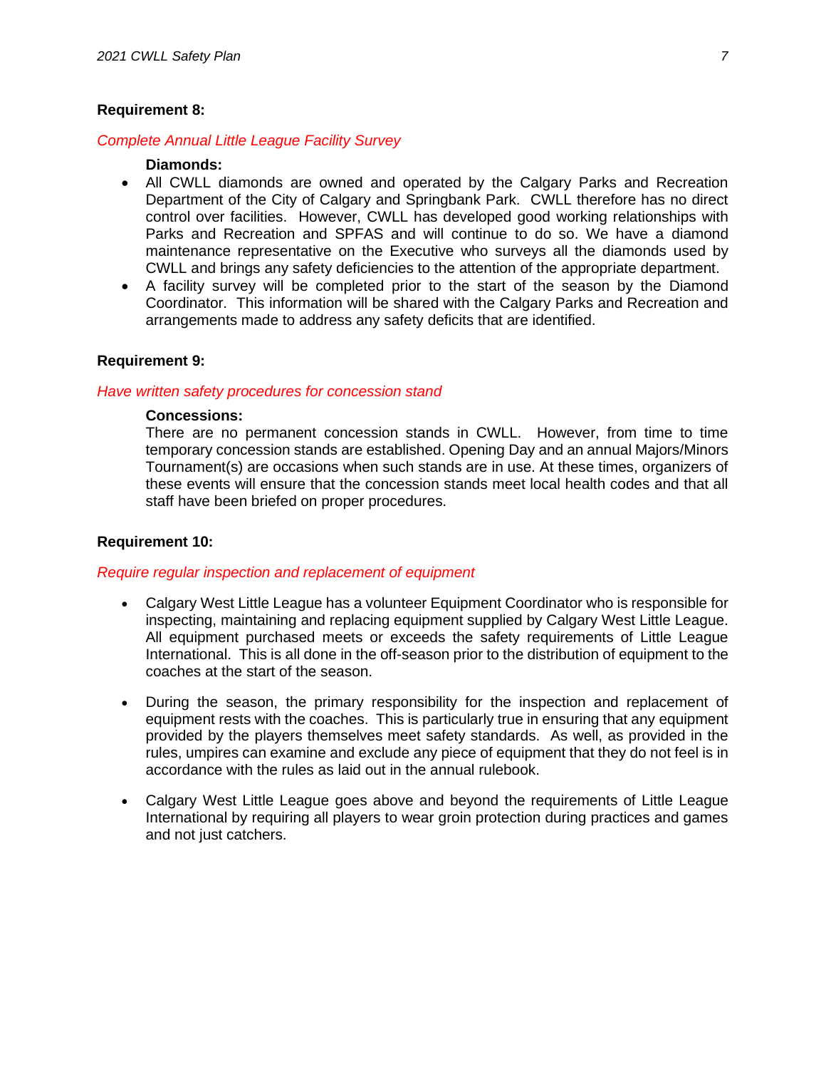**Requirement 8:**

*Complete Annual Little League Facility Survey*

**Diamonds:**

- All CWLL diamonds are owned and operated by the Calgary Parks and Recreation Department of the City of Calgary and Springbank Park. CWLL therefore has no direct control over facilities. However, CWLL has developed good working relationships with Parks and Recreation and SPFAS and will continue to do so. We have a diamond maintenance representative on the Executive who surveys all the diamonds used by CWLL and brings any safety deficiencies to the attention of the appropriate department.
- A facility survey will be completed prior to the start of the season by the Diamond Coordinator. This information will be shared with the Calgary Parks and Recreation and arrangements made to address any safety deficits that are identified.

**Requirement 9:**

*Have written safety procedures for concession stand*

**Concessions:**

There are no permanent concession stands in CWLL. However, from time to time temporary concession stands are established. Opening Day and an annual Majors/Minors Tournament(s) are occasions when such stands are in use. At these times, organizers of these events will ensure that the concession stands meet local health codes and that all staff have been briefed on proper procedures.

**Requirement 10:**

*Require regular inspection and replacement of equipment*

- Calgary West Little League has a volunteer Equipment Coordinator who is responsible for inspecting, maintaining and replacing equipment supplied by Calgary West Little League. All equipment purchased meets or exceeds the safety requirements of Little League International. This is all done in the off-season prior to the distribution of equipment to the coaches at the start of the season.

- During the season, the primary responsibility for the inspection and replacement of equipment rests with the coaches. This is particularly true in ensuring that any equipment provided by the players themselves meet safety standards. As well, as provided in the rules, umpires can examine and exclude any piece of equipment that they do not feel is in accordance with the rules as laid out in the annual rulebook.

- Calgary West Little League goes above and beyond the requirements of Little League International by requiring all players to wear groin protection during practices and games and not just catchers.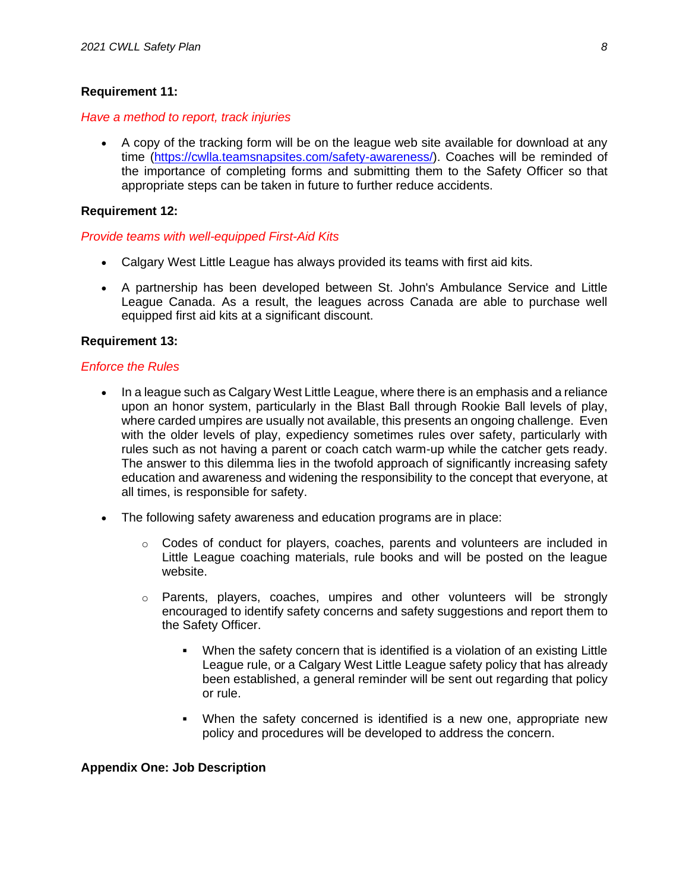**Requirement 11:**

*Have a method to report, track injuries*

- A copy of the tracking form will be on the league web site available for download at any time ([https://cwlla.teamsnapsites.com/safety-awareness/](https://cwlla.teamsnapsites.com/safety-awareness/)). Coaches will be reminded of the importance of completing forms and submitting them to the Safety Officer so that appropriate steps can be taken in future to further reduce accidents.

**Requirement 12:**

*Provide teams with well-equipped First-Aid Kits*

- Calgary West Little League has always provided its teams with first aid kits.
- A partnership has been developed between St. John's Ambulance Service and Little League Canada. As a result, the leagues across Canada are able to purchase well equipped first aid kits at a significant discount.

**Requirement 13:**

*Enforce the Rules*

- In a league such as Calgary West Little League, where there is an emphasis and a reliance upon an honor system, particularly in the Blast Ball through Rookie Ball levels of play, where carded umpires are usually not available, this presents an ongoing challenge. Even with the older levels of play, expediency sometimes rules over safety, particularly with rules such as not having a parent or coach catch warm-up while the catcher gets ready. The answer to this dilemma lies in the twofold approach of significantly increasing safety education and awareness and widening the responsibility to the concept that everyone, at all times, is responsible for safety.
- The following safety awareness and education programs are in place:
  - Codes of conduct for players, coaches, parents and volunteers are included in Little League coaching materials, rule books and will be posted on the league website.
  - Parents, players, coaches, umpires and other volunteers will be strongly encouraged to identify safety concerns and safety suggestions and report them to the Safety Officer.
    - When the safety concern that is identified is a violation of an existing Little League rule, or a Calgary West Little League safety policy that has already been established, a general reminder will be sent out regarding that policy or rule.
    - When the safety concerned is identified is a new one, appropriate new policy and procedures will be developed to address the concern.

**Appendix One: Job Description**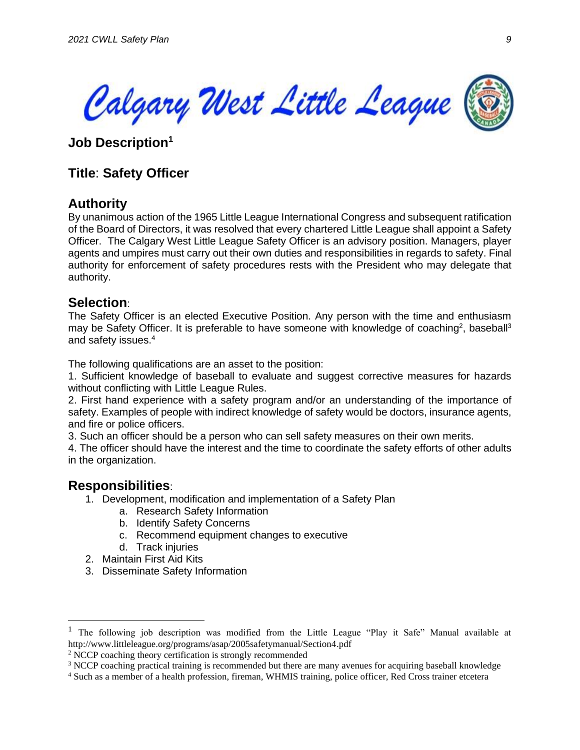# Calgary West Little League

## Job Description[1]

## Title: Safety Officer

## Authority

By unanimous action of the 1965 Little League International Congress and subsequent ratification of the Board of Directors, it was resolved that every chartered Little League shall appoint a Safety Officer. The Calgary West Little League Safety Officer is an advisory position. Managers, player agents and umpires must carry out their own duties and responsibilities in regards to safety. Final authority for enforcement of safety procedures rests with the President who may delegate that authority.

## Selection:

The Safety Officer is an elected Executive Position. Any person with the time and enthusiasm may be Safety Officer. It is preferable to have someone with knowledge of coaching[2], baseball[3] and safety issues.[4]

The following qualifications are an asset to the position:

1. Sufficient knowledge of baseball to evaluate and suggest corrective measures for hazards without conflicting with Little League Rules.
2. First hand experience with a safety program and/or an understanding of the importance of safety. Examples of people with indirect knowledge of safety would be doctors, insurance agents, and fire or police officers.
3. Such an officer should be a person who can sell safety measures on their own merits.
4. The officer should have the interest and the time to coordinate the safety efforts of other adults in the organization.

## Responsibilities:

1. Development, modification and implementation of a Safety Plan
   a. Research Safety Information
   b. Identify Safety Concerns
   c. Recommend equipment changes to executive
   d. Track injuries
2. Maintain First Aid Kits
3. Disseminate Safety Information

---

[1] The following job description was modified from the Little League "Play it Safe" Manual available at http://www.littleleague.org/programs/asap/2005safetymanual/Section4.pdf

[2] NCCP coaching theory certification is strongly recommended

[3] NCCP coaching practical training is recommended but there are many avenues for acquiring baseball knowledge

[4] Such as a member of a health profession, fireman, WHMIS training, police officer, Red Cross trainer etcetera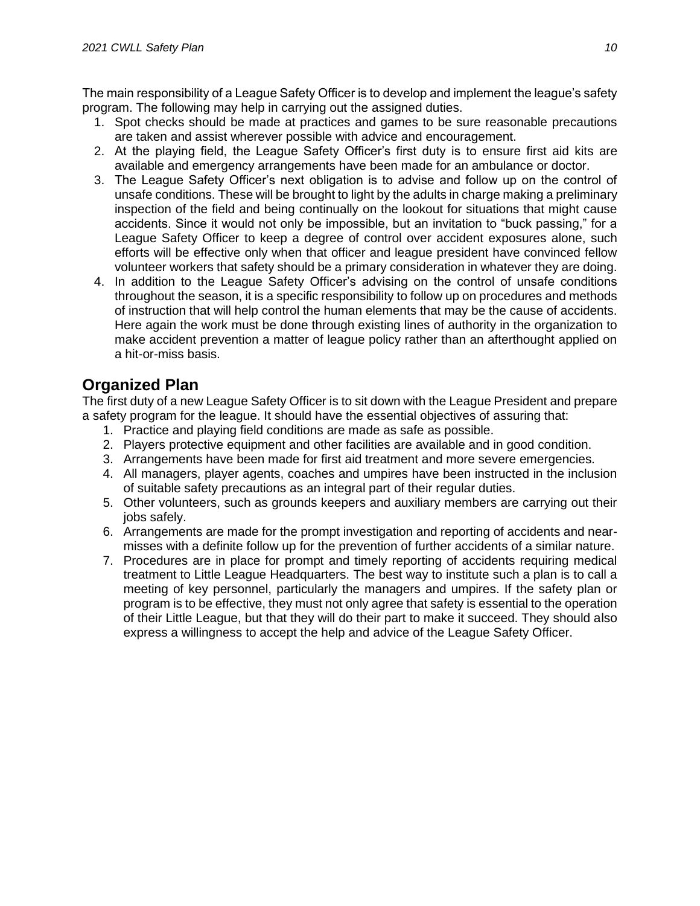The main responsibility of a League Safety Officer is to develop and implement the league's safety program. The following may help in carrying out the assigned duties.

1. Spot checks should be made at practices and games to be sure reasonable precautions are taken and assist wherever possible with advice and encouragement.
2. At the playing field, the League Safety Officer's first duty is to ensure first aid kits are available and emergency arrangements have been made for an ambulance or doctor.
3. The League Safety Officer's next obligation is to advise and follow up on the control of unsafe conditions. These will be brought to light by the adults in charge making a preliminary inspection of the field and being continually on the lookout for situations that might cause accidents. Since it would not only be impossible, but an invitation to "buck passing," for a League Safety Officer to keep a degree of control over accident exposures alone, such efforts will be effective only when that officer and league president have convinced fellow volunteer workers that safety should be a primary consideration in whatever they are doing.
4. In addition to the League Safety Officer's advising on the control of unsafe conditions throughout the season, it is a specific responsibility to follow up on procedures and methods of instruction that will help control the human elements that may be the cause of accidents. Here again the work must be done through existing lines of authority in the organization to make accident prevention a matter of league policy rather than an afterthought applied on a hit-or-miss basis.

## Organized Plan

The first duty of a new League Safety Officer is to sit down with the League President and prepare a safety program for the league. It should have the essential objectives of assuring that:

1. Practice and playing field conditions are made as safe as possible.
2. Players protective equipment and other facilities are available and in good condition.
3. Arrangements have been made for first aid treatment and more severe emergencies.
4. All managers, player agents, coaches and umpires have been instructed in the inclusion of suitable safety precautions as an integral part of their regular duties.
5. Other volunteers, such as grounds keepers and auxiliary members are carrying out their jobs safely.
6. Arrangements are made for the prompt investigation and reporting of accidents and near-misses with a definite follow up for the prevention of further accidents of a similar nature.
7. Procedures are in place for prompt and timely reporting of accidents requiring medical treatment to Little League Headquarters. The best way to institute such a plan is to call a meeting of key personnel, particularly the managers and umpires. If the safety plan or program is to be effective, they must not only agree that safety is essential to the operation of their Little League, but that they will do their part to make it succeed. They should also express a willingness to accept the help and advice of the League Safety Officer.